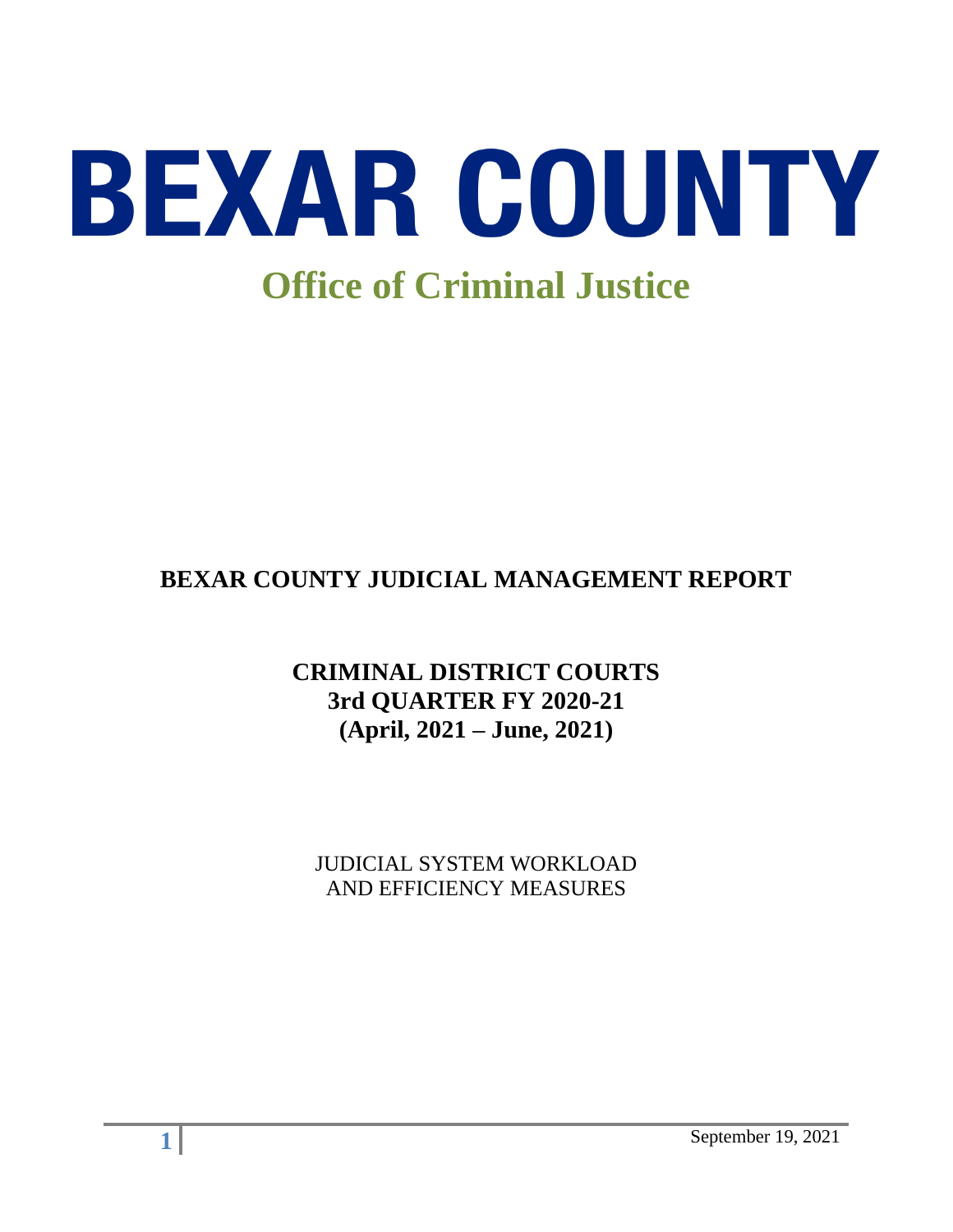# BEXAR COUNTY

## Office of Criminal Justice

**BEXAR COUNTY JUDICIAL MANAGEMENT REPORT**

**CRIMINAL DISTRICT COURTS**
**3rd QUARTER FY 2020-21**
**(April, 2021 – June, 2021)**

JUDICIAL SYSTEM WORKLOAD
AND EFFICIENCY MEASURES

September 19, 2021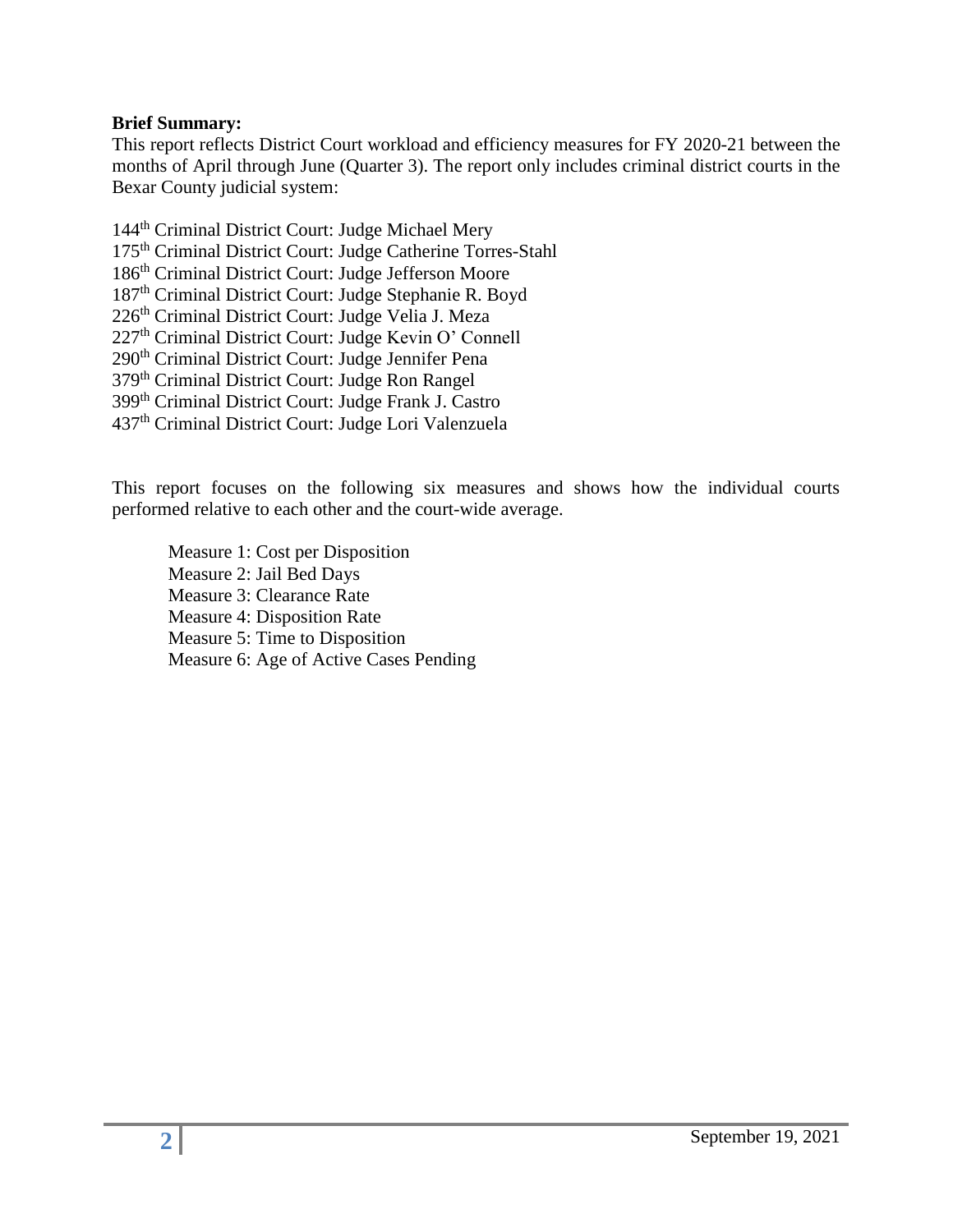**Brief Summary:**

This report reflects District Court workload and efficiency measures for FY 2020-21 between the months of April through June (Quarter 3). The report only includes criminal district courts in the Bexar County judicial system:

144th Criminal District Court: Judge Michael Mery
175th Criminal District Court: Judge Catherine Torres-Stahl
186th Criminal District Court: Judge Jefferson Moore
187th Criminal District Court: Judge Stephanie R. Boyd
226th Criminal District Court: Judge Velia J. Meza
227th Criminal District Court: Judge Kevin O' Connell
290th Criminal District Court: Judge Jennifer Pena
379th Criminal District Court: Judge Ron Rangel
399th Criminal District Court: Judge Frank J. Castro
437th Criminal District Court: Judge Lori Valenzuela

This report focuses on the following six measures and shows how the individual courts performed relative to each other and the court-wide average.

Measure 1: Cost per Disposition
Measure 2: Jail Bed Days
Measure 3: Clearance Rate
Measure 4: Disposition Rate
Measure 5: Time to Disposition
Measure 6: Age of Active Cases Pending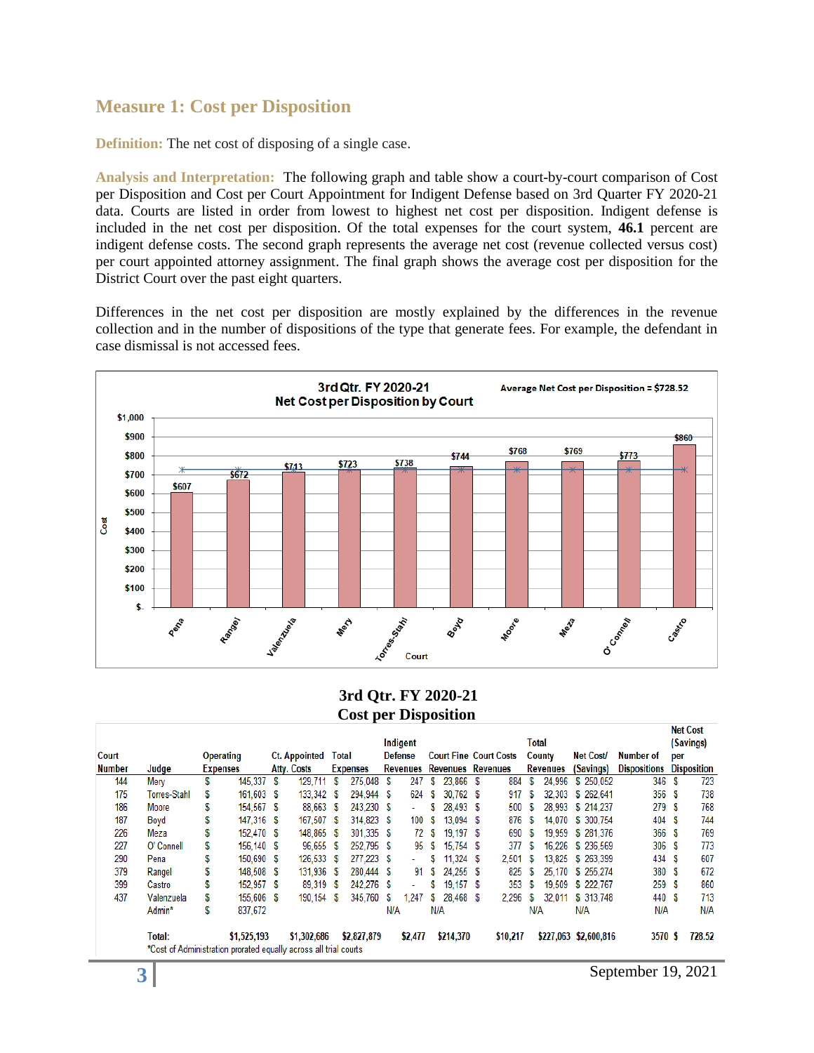## Measure 1: Cost per Disposition

**Definition:** The net cost of disposing of a single case.

**Analysis and Interpretation:** The following graph and table show a court-by-court comparison of Cost per Disposition and Cost per Court Appointment for Indigent Defense based on 3rd Quarter FY 2020-21 data. Courts are listed in order from lowest to highest net cost per disposition. Indigent defense is included in the net cost per disposition. Of the total expenses for the court system, **46.1** percent are indigent defense costs. The second graph represents the average net cost (revenue collected versus cost) per court appointed attorney assignment. The final graph shows the average cost per disposition for the District Court over the past eight quarters.

Differences in the net cost per disposition are mostly explained by the differences in the revenue collection and in the number of dispositions of the type that generate fees. For example, the defendant in case dismissal is not accessed fees.

**3rd Qtr. FY 2020-21 Net Cost per Disposition by Court**

Average Net Cost per Disposition = $728.52

| Court | Cost |
|---|---|
| Pena | $607 |
| Rangel | $672 |
| Valenzuela | $713 |
| Mery | $723 |
| Torres-Stahl | $738 |
| Boyd | $744 |
| Moore | $768 |
| Meza | $769 |
| O' Connell | $773 |
| Castro | $860 |

### 3rd Qtr. FY 2020-21 Cost per Disposition

| Court Number | Judge | Operating Expenses | Ct. Appointed Atty. Costs | Total Expenses | Indigent Defense Revenues | Court Fine Revenues | Court Costs Revenues | Total County Revenues | Net Cost/ (Savings) | Number of Dispositions | Net Cost (Savings) per Disposition |
|---|---|---|---|---|---|---|---|---|---|---|---|
| 144 | Mery | $ 145,337 | $ 129,711 | $ 275,048 | $ 247 | $ 23,866 | $ 884 | $ 24,996 | $ 250,052 | 346 | $ 723 |
| 175 | Torres-Stahl | $ 161,603 | $ 133,342 | $ 294,944 | $ 624 | $ 30,762 | $ 917 | $ 32,303 | $ 262,641 | 356 | $ 738 |
| 186 | Moore | $ 154,567 | $ 88,663 | $ 243,230 | $ - | $ 28,493 | $ 500 | $ 28,993 | $ 214,237 | 279 | $ 768 |
| 187 | Boyd | $ 147,316 | $ 167,507 | $ 314,823 | $ 100 | $ 13,094 | $ 876 | $ 14,070 | $ 300,754 | 404 | $ 744 |
| 226 | Meza | $ 152,470 | $ 148,865 | $ 301,335 | $ 72 | $ 19,197 | $ 690 | $ 19,959 | $ 281,376 | 366 | $ 769 |
| 227 | O' Connell | $ 156,140 | $ 96,655 | $ 252,795 | $ 95 | $ 15,754 | $ 377 | $ 16,226 | $ 236,569 | 306 | $ 773 |
| 290 | Pena | $ 150,690 | $ 126,533 | $ 277,223 | $ - | $ 11,324 | $ 2,501 | $ 13,825 | $ 263,399 | 434 | $ 607 |
| 379 | Rangel | $ 148,508 | $ 131,936 | $ 280,444 | $ 91 | $ 24,255 | $ 825 | $ 25,170 | $ 255,274 | 380 | $ 672 |
| 399 | Castro | $ 152,957 | $ 89,319 | $ 242,276 | $ - | $ 19,157 | $ 353 | $ 19,509 | $ 222,767 | 259 | $ 860 |
| 437 | Valenzuela | $ 155,606 | $ 190,154 | $ 345,760 | $ 1,247 | $ 28,468 | $ 2,296 | $ 32,011 | $ 313,748 | 440 | $ 713 |
| | Admin* | $ 837,672 | | | N/A | N/A | | N/A | N/A | N/A | N/A |
| | Total: | $1,525,193 | $1,302,686 | $2,827,879 | $2,477 | $214,370 | $10,217 | $227,063 | $2,600,816 | 3570 | $ 728.52 |

*Cost of Administration prorated equally across all trial courts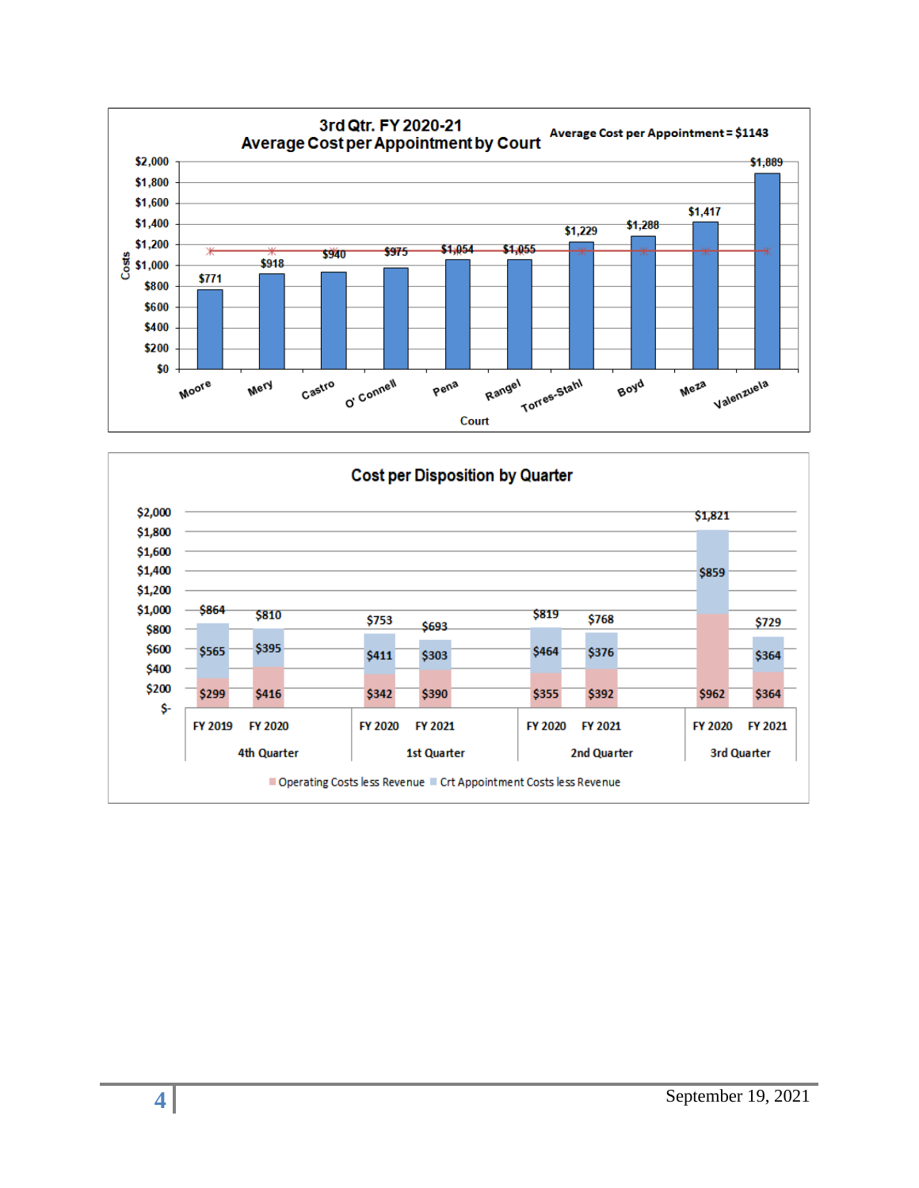## 3rd Qtr. FY 2020-21 Average Cost per Appointment by Court

Average Cost per Appointment = $1143

| Court | Costs |
|---|---|
| Moore | $771 |
| Mery | $918 |
| Castro | $940 |
| O' Connell | $975 |
| Pena | $1,054 |
| Rangel | $1,055 |
| Torres-Stahl | $1,229 |
| Boyd | $1,288 |
| Meza | $1,417 |
| Valenzuela | $1,889 |

## Cost per Disposition by Quarter

| Quarter | Fiscal Year | Operating Costs less Revenue | Crt Appointment Costs less Revenue | Total |
|---|---|---|---|---|
| 4th Quarter | FY 2019 | $299 | $565 | $864 |
| 4th Quarter | FY 2020 | $416 | $395 | $810 |
| 1st Quarter | FY 2020 | $342 | $411 | $753 |
| 1st Quarter | FY 2021 | $390 | $303 | $693 |
| 2nd Quarter | FY 2020 | $355 | $464 | $819 |
| 2nd Quarter | FY 2021 | $392 | $376 | $768 |
| 3rd Quarter | FY 2020 | $962 | $859 | $1,821 |
| 3rd Quarter | FY 2021 | $364 | $364 | $729 |

September 19, 2021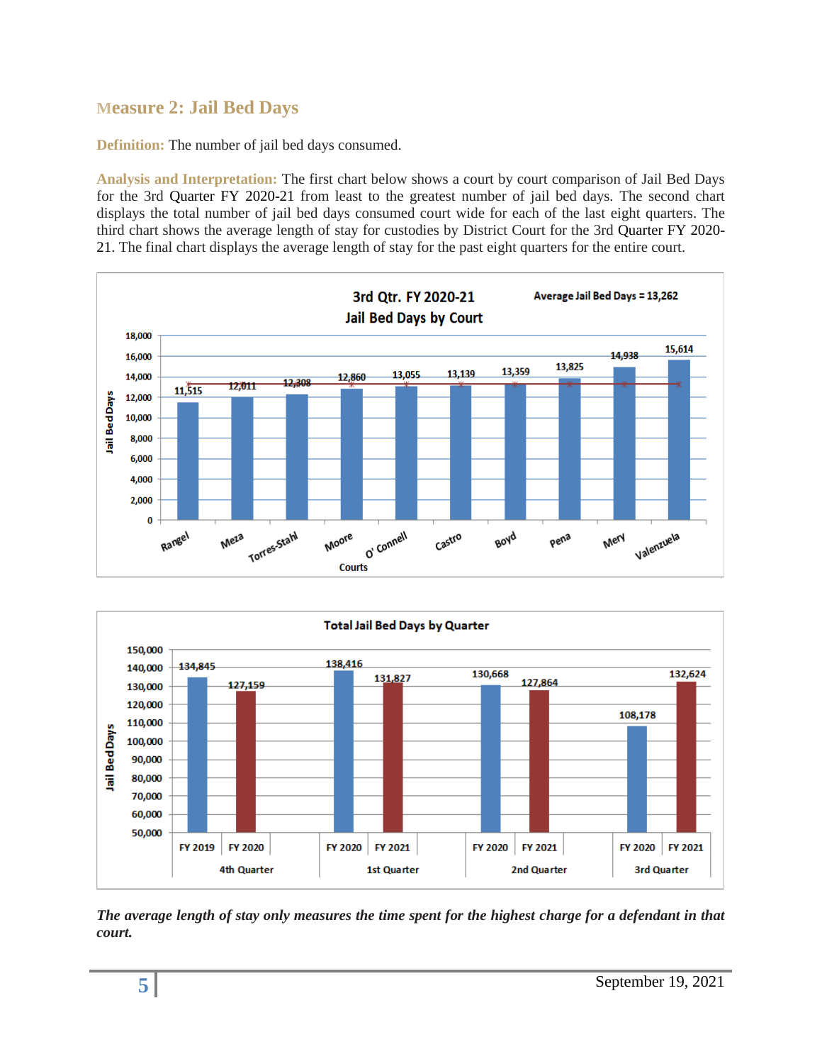## Measure 2: Jail Bed Days

**Definition:** The number of jail bed days consumed.

**Analysis and Interpretation:** The first chart below shows a court by court comparison of Jail Bed Days for the 3rd Quarter FY 2020-21 from least to the greatest number of jail bed days. The second chart displays the total number of jail bed days consumed court wide for each of the last eight quarters. The third chart shows the average length of stay for custodies by District Court for the 3rd Quarter FY 2020-21. The final chart displays the average length of stay for the past eight quarters for the entire court.

**3rd Qtr. FY 2020-21 Jail Bed Days by Court**

Average Jail Bed Days = 13,262

| Courts | Jail Bed Days |
|---|---|
| Rangel | 11,515 |
| Meza | 12,011 |
| Torres-Stahl | 12,308 |
| Moore | 12,860 |
| O' Connell | 13,055 |
| Castro | 13,139 |
| Boyd | 13,359 |
| Pena | 13,825 |
| Mery | 14,938 |
| Valenzuela | 15,614 |

**Total Jail Bed Days by Quarter**

| Quarter | Fiscal Year | Jail Bed Days |
|---|---|---|
| 4th Quarter | FY 2019 | 134,845 |
| 4th Quarter | FY 2020 | 127,159 |
| 1st Quarter | FY 2020 | 138,416 |
| 1st Quarter | FY 2021 | 131,827 |
| 2nd Quarter | FY 2020 | 130,668 |
| 2nd Quarter | FY 2021 | 127,864 |
| 3rd Quarter | FY 2020 | 108,178 |
| 3rd Quarter | FY 2021 | 132,624 |

***The average length of stay only measures the time spent for the highest charge for a defendant in that court.***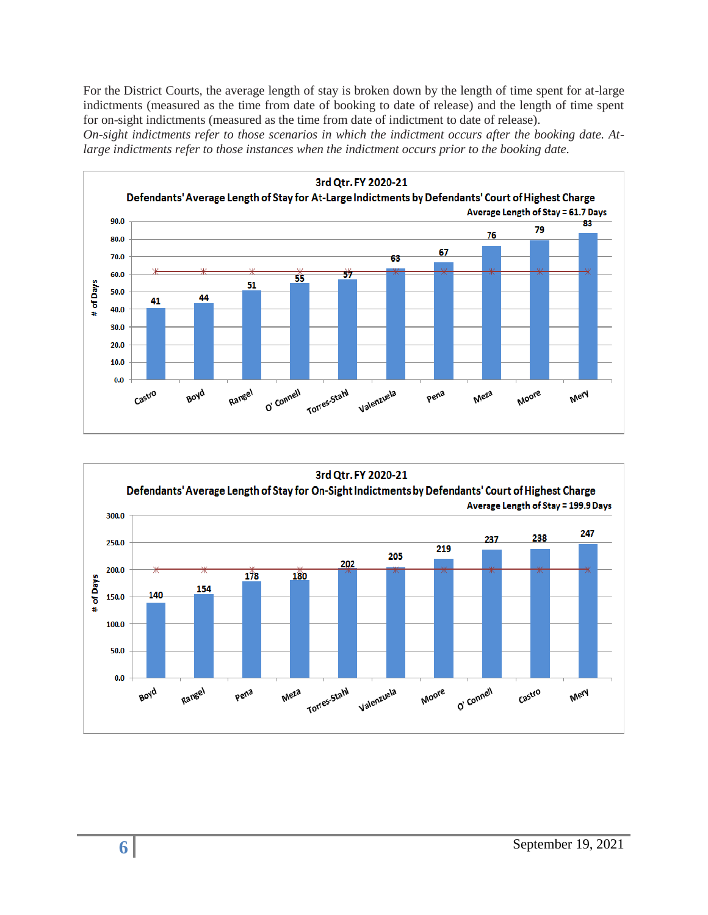For the District Courts, the average length of stay is broken down by the length of time spent for at-large indictments (measured as the time from date of booking to date of release) and the length of time spent for on-sight indictments (measured as the time from date of indictment to date of release).

*On-sight indictments refer to those scenarios in which the indictment occurs after the booking date. At-large indictments refer to those instances when the indictment occurs prior to the booking date.*

**3rd Qtr. FY 2020-21**
**Defendants' Average Length of Stay for At-Large Indictments by Defendants' Court of Highest Charge**
**Average Length of Stay = 61.7 Days**

| Court | # of Days |
|---|---|
| Castro | 41 |
| Boyd | 44 |
| Rangel | 51 |
| O' Connell | 55 |
| Torres-Stahl | 57 |
| Valenzuela | 63 |
| Pena | 67 |
| Meza | 76 |
| Moore | 79 |
| Mery | 83 |

**3rd Qtr. FY 2020-21**
**Defendants' Average Length of Stay for On-Sight Indictments by Defendants' Court of Highest Charge**
**Average Length of Stay = 199.9 Days**

| Court | # of Days |
|---|---|
| Boyd | 140 |
| Rangel | 154 |
| Pena | 178 |
| Meza | 180 |
| Torres-Stahl | 202 |
| Valenzuela | 205 |
| Moore | 219 |
| O' Connell | 237 |
| Castro | 238 |
| Mery | 247 |

September 19, 2021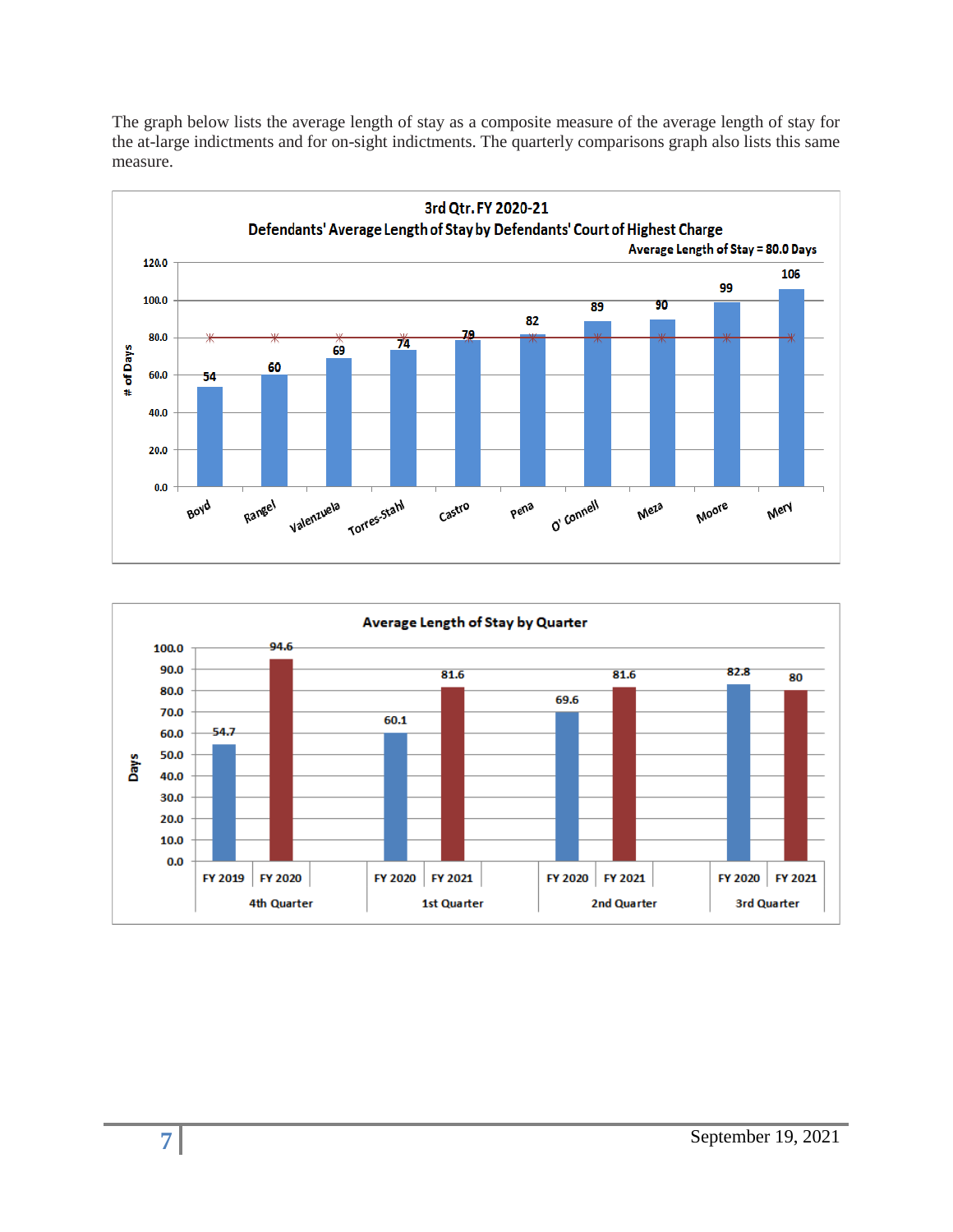The graph below lists the average length of stay as a composite measure of the average length of stay for the at-large indictments and for on-sight indictments. The quarterly comparisons graph also lists this same measure.

**3rd Qtr. FY 2020-21**
**Defendants' Average Length of Stay by Defendants' Court of Highest Charge**
Average Length of Stay = 80.0 Days

| Court | # of Days |
|---|---|
| Boyd | 54 |
| Rangel | 60 |
| Valenzuela | 69 |
| Torres-Stahl | 74 |
| Castro | 79 |
| Pena | 82 |
| O' Connell | 89 |
| Meza | 90 |
| Moore | 99 |
| Mery | 106 |

**Average Length of Stay by Quarter**

| Quarter | Fiscal Year | Days |
|---|---|---|
| 4th Quarter | FY 2019 | 54.7 |
| 4th Quarter | FY 2020 | 94.6 |
| 1st Quarter | FY 2020 | 60.1 |
| 1st Quarter | FY 2021 | 81.6 |
| 2nd Quarter | FY 2020 | 69.6 |
| 2nd Quarter | FY 2021 | 81.6 |
| 3rd Quarter | FY 2020 | 82.8 |
| 3rd Quarter | FY 2021 | 80 |

September 19, 2021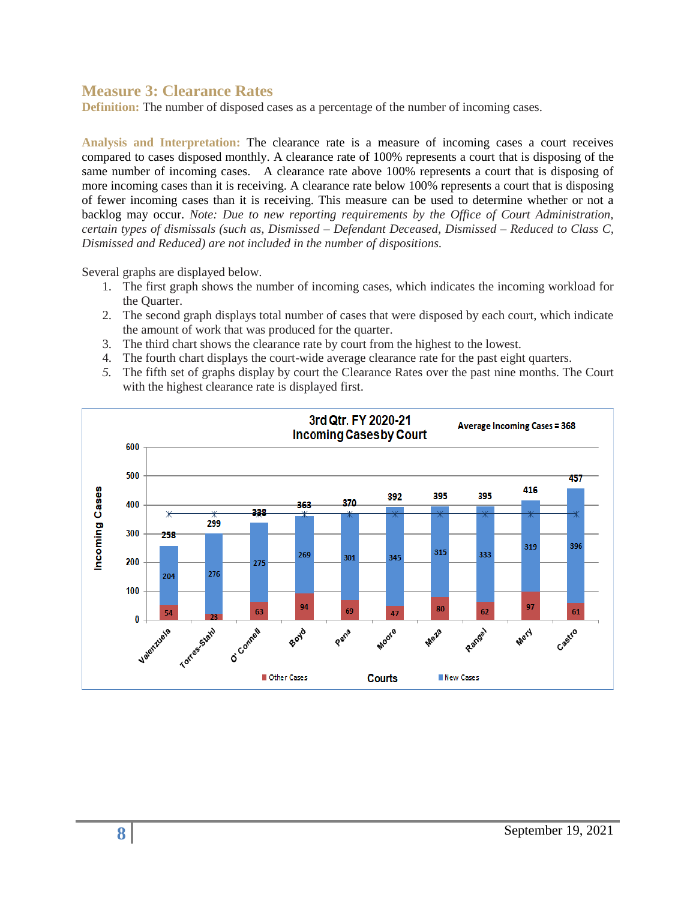## Measure 3: Clearance Rates

**Definition:** The number of disposed cases as a percentage of the number of incoming cases.

**Analysis and Interpretation:** The clearance rate is a measure of incoming cases a court receives compared to cases disposed monthly. A clearance rate of 100% represents a court that is disposing of the same number of incoming cases. A clearance rate above 100% represents a court that is disposing of more incoming cases than it is receiving. A clearance rate below 100% represents a court that is disposing of fewer incoming cases than it is receiving. This measure can be used to determine whether or not a backlog may occur. *Note: Due to new reporting requirements by the Office of Court Administration, certain types of dismissals (such as, Dismissed – Defendant Deceased, Dismissed – Reduced to Class C, Dismissed and Reduced) are not included in the number of dispositions.*

Several graphs are displayed below.

1. The first graph shows the number of incoming cases, which indicates the incoming workload for the Quarter.
2. The second graph displays total number of cases that were disposed by each court, which indicate the amount of work that was produced for the quarter.
3. The third chart shows the clearance rate by court from the highest to the lowest.
4. The fourth chart displays the court-wide average clearance rate for the past eight quarters.
5. The fifth set of graphs display by court the Clearance Rates over the past nine months. The Court with the highest clearance rate is displayed first.

**3rd Qtr. FY 2020-21 Incoming Cases by Court**

Average Incoming Cases = 368

| Court | New Cases | Other Cases | Total Incoming Cases |
|---|---|---|---|
| Valenzuela | 204 | 54 | 258 |
| Torres-Stahl | 276 | 23 | 299 |
| O' Connell | 275 | 63 | 338 |
| Boyd | 269 | 94 | 363 |
| Pena | 301 | 69 | 370 |
| Moore | 345 | 47 | 392 |
| Meza | 315 | 80 | 395 |
| Rangel | 333 | 62 | 395 |
| Mery | 319 | 97 | 416 |
| Castro | 396 | 61 | 457 |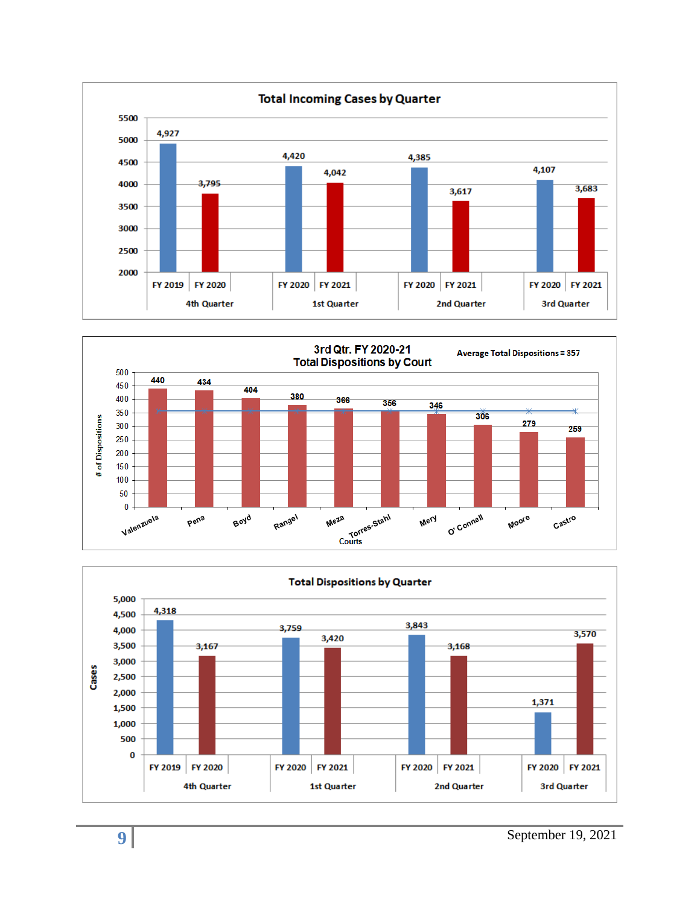## Total Incoming Cases by Quarter

| Quarter | Fiscal Year | Cases |
|---|---|---|
| 4th Quarter | FY 2019 | 4,927 |
| 4th Quarter | FY 2020 | 3,795 |
| 1st Quarter | FY 2020 | 4,420 |
| 1st Quarter | FY 2021 | 4,042 |
| 2nd Quarter | FY 2020 | 4,385 |
| 2nd Quarter | FY 2021 | 3,617 |
| 3rd Quarter | FY 2020 | 4,107 |
| 3rd Quarter | FY 2021 | 3,683 |

## 3rd Qtr. FY 2020-21 Total Dispositions by Court

Average Total Dispositions = 357

| Courts | # of Dispositions |
|---|---|
| Valenzuela | 440 |
| Pena | 434 |
| Boyd | 404 |
| Rangel | 380 |
| Meza | 366 |
| Torres-Stahl | 356 |
| Mery | 346 |
| O' Connell | 306 |
| Moore | 279 |
| Castro | 259 |

## Total Dispositions by Quarter

| Quarter | Fiscal Year | Cases |
|---|---|---|
| 4th Quarter | FY 2019 | 4,318 |
| 4th Quarter | FY 2020 | 3,167 |
| 1st Quarter | FY 2020 | 3,759 |
| 1st Quarter | FY 2021 | 3,420 |
| 2nd Quarter | FY 2020 | 3,843 |
| 2nd Quarter | FY 2021 | 3,168 |
| 3rd Quarter | FY 2020 | 1,371 |
| 3rd Quarter | FY 2021 | 3,570 |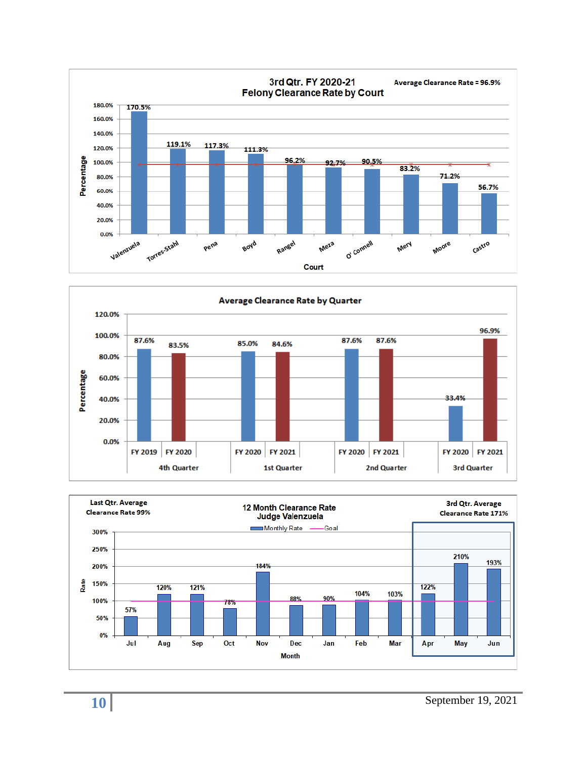## 3rd Qtr. FY 2020-21 Felony Clearance Rate by Court

Average Clearance Rate = 96.9%

| Court | Percentage |
| --- | --- |
| Valenzuela | 170.5% |
| Torres-Stahl | 119.1% |
| Pena | 117.3% |
| Boyd | 111.3% |
| Rangel | 96.2% |
| Meza | 92.7% |
| O' Connell | 90.5% |
| Mery | 83.2% |
| Moore | 71.2% |
| Castro | 56.7% |

## Average Clearance Rate by Quarter

| Quarter | FY | Percentage |
| --- | --- | --- |
| 4th Quarter | FY 2019 | 87.6% |
| 4th Quarter | FY 2020 | 83.5% |
| 1st Quarter | FY 2020 | 85.0% |
| 1st Quarter | FY 2021 | 84.6% |
| 2nd Quarter | FY 2020 | 87.6% |
| 2nd Quarter | FY 2021 | 87.6% |
| 3rd Quarter | FY 2020 | 33.4% |
| 3rd Quarter | FY 2021 | 96.9% |

## 12 Month Clearance Rate Judge Valenzuela

Last Qtr. Average Clearance Rate 99%

3rd Qtr. Average Clearance Rate 171%

| Month | Monthly Rate |
| --- | --- |
| Jul | 57% |
| Aug | 120% |
| Sep | 121% |
| Oct | 78% |
| Nov | 184% |
| Dec | 88% |
| Jan | 90% |
| Feb | 104% |
| Mar | 103% |
| Apr | 122% |
| May | 210% |
| Jun | 193% |

September 19, 2021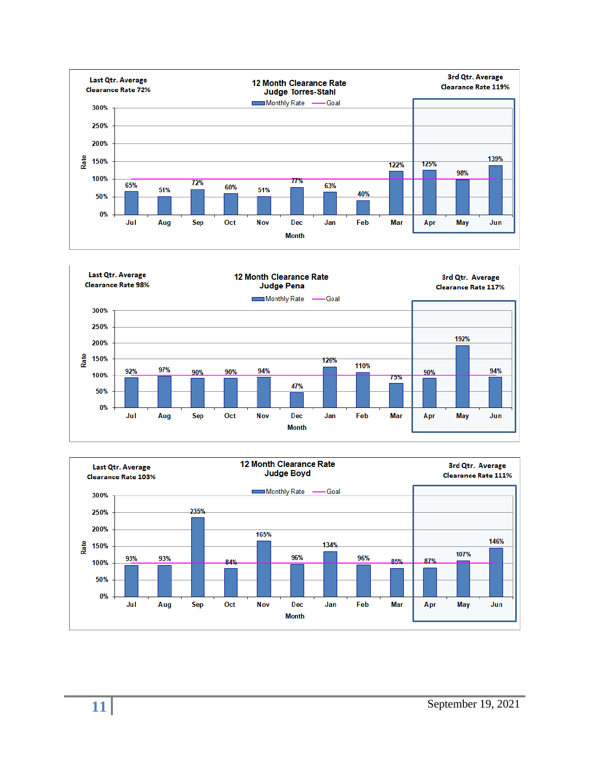## 12 Month Clearance Rate
### Judge Torres-Stahl

Last Qtr. Average Clearance Rate 72%

3rd Qtr. Average Clearance Rate 119%

| Month | Jul | Aug | Sep | Oct | Nov | Dec | Jan | Feb | Mar | Apr | May | Jun |
|---|---|---|---|---|---|---|---|---|---|---|---|---|
| Monthly Rate | 65% | 51% | 72% | 60% | 51% | 77% | 63% | 40% | 122% | 125% | 98% | 139% |
| Goal | 100% | 100% | 100% | 100% | 100% | 100% | 100% | 100% | 100% | 100% | 100% | 100% |

## 12 Month Clearance Rate
### Judge Pena

Last Qtr. Average Clearance Rate 98%

3rd Qtr. Average Clearance Rate 117%

| Month | Jul | Aug | Sep | Oct | Nov | Dec | Jan | Feb | Mar | Apr | May | Jun |
|---|---|---|---|---|---|---|---|---|---|---|---|---|
| Monthly Rate | 92% | 97% | 90% | 90% | 94% | 47% | 126% | 110% | 75% | 90% | 192% | 94% |
| Goal | 100% | 100% | 100% | 100% | 100% | 100% | 100% | 100% | 100% | 100% | 100% | 100% |

## 12 Month Clearance Rate
### Judge Boyd

Last Qtr. Average Clearance Rate 103%

3rd Qtr. Average Clearance Rate 111%

| Month | Jul | Aug | Sep | Oct | Nov | Dec | Jan | Feb | Mar | Apr | May | Jun |
|---|---|---|---|---|---|---|---|---|---|---|---|---|
| Monthly Rate | 93% | 93% | 235% | 84% | 165% | 96% | 134% | 96% | 85% | 87% | 107% | 146% |
| Goal | 100% | 100% | 100% | 100% | 100% | 100% | 100% | 100% | 100% | 100% | 100% | 100% |

September 19, 2021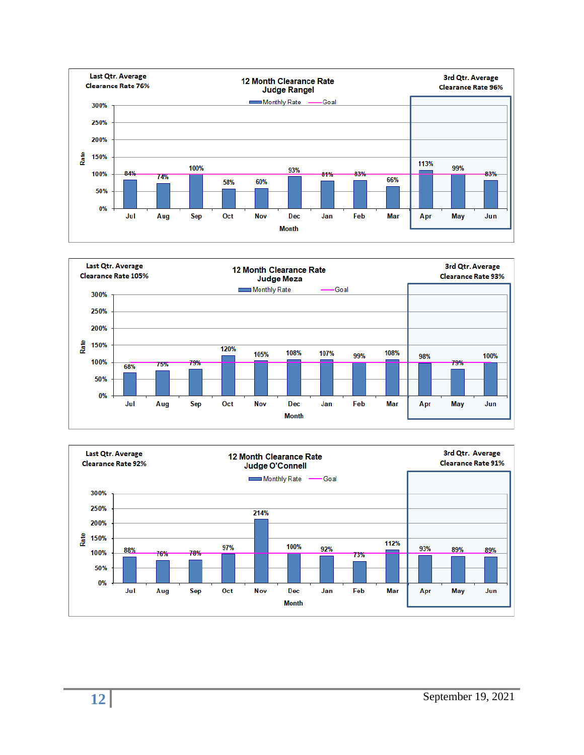## 12 Month Clearance Rate — Judge Rangel

Last Qtr. Average Clearance Rate 76%

3rd Qtr. Average Clearance Rate 96%

| Month | Jul | Aug | Sep | Oct | Nov | Dec | Jan | Feb | Mar | Apr | May | Jun |
|---|---|---|---|---|---|---|---|---|---|---|---|---|
| Monthly Rate | 84% | 74% | 100% | 58% | 60% | 93% | 81% | 83% | 66% | 113% | 99% | 83% |

## 12 Month Clearance Rate — Judge Meza

Last Qtr. Average Clearance Rate 105%

3rd Qtr. Average Clearance Rate 93%

| Month | Jul | Aug | Sep | Oct | Nov | Dec | Jan | Feb | Mar | Apr | May | Jun |
|---|---|---|---|---|---|---|---|---|---|---|---|---|
| Monthly Rate | 68% | 75% | 79% | 120% | 105% | 108% | 107% | 99% | 108% | 98% | 79% | 100% |

## 12 Month Clearance Rate — Judge O'Connell

Last Qtr. Average Clearance Rate 92%

3rd Qtr. Average Clearance Rate 91%

| Month | Jul | Aug | Sep | Oct | Nov | Dec | Jan | Feb | Mar | Apr | May | Jun |
|---|---|---|---|---|---|---|---|---|---|---|---|---|
| Monthly Rate | 88% | 76% | 78% | 97% | 214% | 100% | 92% | 73% | 112% | 93% | 89% | 89% |

September 19, 2021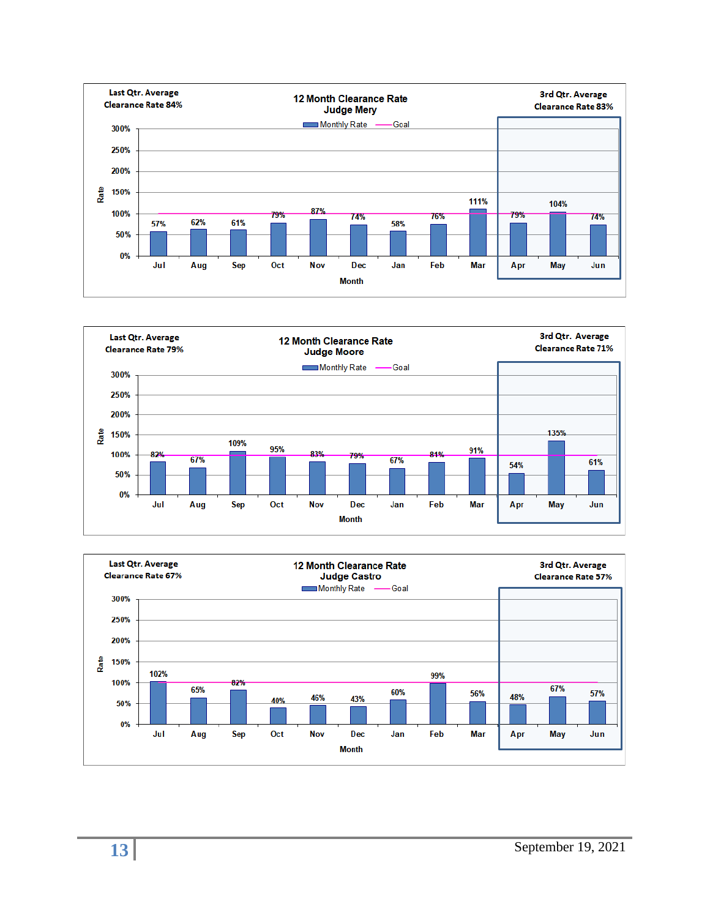**Last Qtr. Average Clearance Rate 84%**

### 12 Month Clearance Rate
### Judge Mery

**3rd Qtr. Average Clearance Rate 83%**

| Month | Jul | Aug | Sep | Oct | Nov | Dec | Jan | Feb | Mar | Apr | May | Jun |
|---|---|---|---|---|---|---|---|---|---|---|---|---|
| Monthly Rate | 57% | 62% | 61% | 79% | 87% | 74% | 58% | 76% | 111% | 79% | 104% | 74% |

**Last Qtr. Average Clearance Rate 79%**

### 12 Month Clearance Rate
### Judge Moore

**3rd Qtr. Average Clearance Rate 71%**

| Month | Jul | Aug | Sep | Oct | Nov | Dec | Jan | Feb | Mar | Apr | May | Jun |
|---|---|---|---|---|---|---|---|---|---|---|---|---|
| Monthly Rate | 82% | 67% | 109% | 95% | 83% | 79% | 67% | 81% | 91% | 54% | 135% | 61% |

**Last Qtr. Average Clearance Rate 67%**

### 12 Month Clearance Rate
### Judge Castro

**3rd Qtr. Average Clearance Rate 57%**

| Month | Jul | Aug | Sep | Oct | Nov | Dec | Jan | Feb | Mar | Apr | May | Jun |
|---|---|---|---|---|---|---|---|---|---|---|---|---|
| Monthly Rate | 102% | 65% | 82% | 40% | 46% | 43% | 60% | 99% | 56% | 48% | 67% | 57% |

September 19, 2021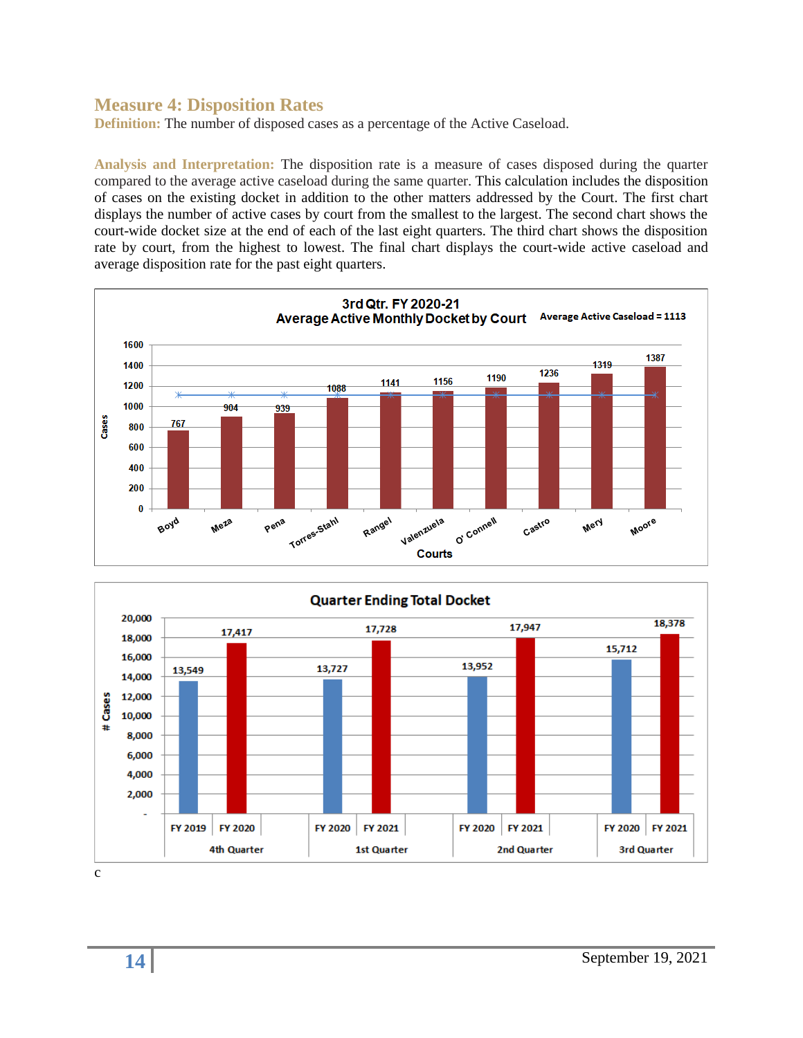## Measure 4: Disposition Rates

**Definition:** The number of disposed cases as a percentage of the Active Caseload.

**Analysis and Interpretation:** The disposition rate is a measure of cases disposed during the quarter compared to the average active caseload during the same quarter. This calculation includes the disposition of cases on the existing docket in addition to the other matters addressed by the Court. The first chart displays the number of active cases by court from the smallest to the largest. The second chart shows the court-wide docket size at the end of each of the last eight quarters. The third chart shows the disposition rate by court, from the highest to lowest. The final chart displays the court-wide active caseload and average disposition rate for the past eight quarters.

**3rd Qtr. FY 2020-21 — Average Active Monthly Docket by Court** (Average Active Caseload = 1113)

| Court | Cases |
|---|---|
| Boyd | 767 |
| Meza | 904 |
| Pena | 939 |
| Torres-Stahl | 1088 |
| Rangel | 1141 |
| Valenzuela | 1156 |
| O' Connell | 1190 |
| Castro | 1236 |
| Mery | 1319 |
| Moore | 1387 |

**Quarter Ending Total Docket**

| Quarter | Fiscal Year | # Cases |
|---|---|---|
| 4th Quarter | FY 2019 | 13,549 |
| 4th Quarter | FY 2020 | 17,417 |
| 1st Quarter | FY 2020 | 13,727 |
| 1st Quarter | FY 2021 | 17,728 |
| 2nd Quarter | FY 2020 | 13,952 |
| 2nd Quarter | FY 2021 | 17,947 |
| 3rd Quarter | FY 2020 | 15,712 |
| 3rd Quarter | FY 2021 | 18,378 |

c

September 19, 2021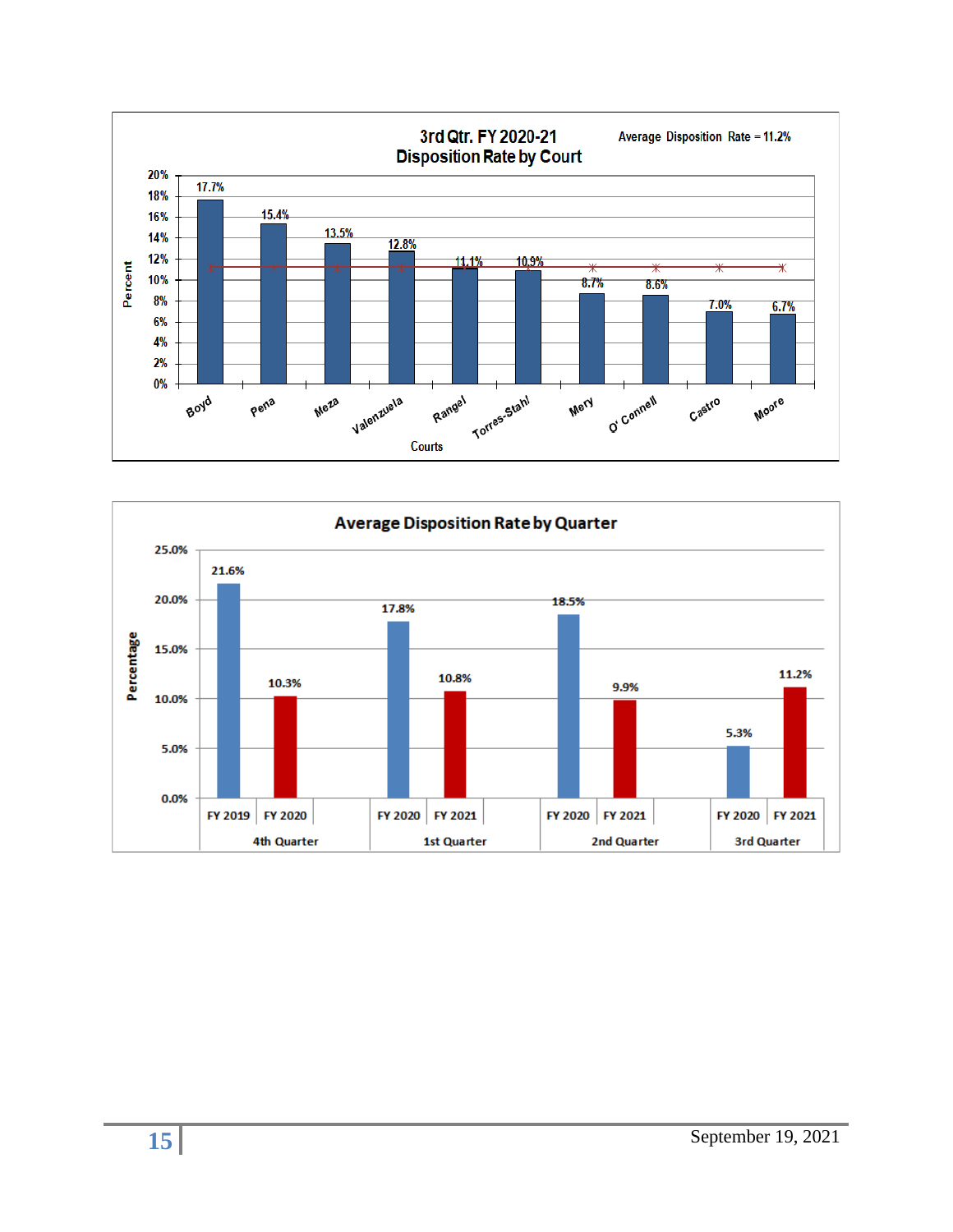## 3rd Qtr. FY 2020-21 Disposition Rate by Court

Average Disposition Rate = 11.2%

| Courts | Percent |
|---|---|
| Boyd | 17.7% |
| Pena | 15.4% |
| Meza | 13.5% |
| Valenzuela | 12.8% |
| Rangel | 11.1% |
| Torres-Stahl | 10.9% |
| Mery | 8.7% |
| O' Connell | 8.6% |
| Castro | 7.0% |
| Moore | 6.7% |

## Average Disposition Rate by Quarter

| Quarter | Fiscal Year | Percentage |
|---|---|---|
| 4th Quarter | FY 2019 | 21.6% |
| 4th Quarter | FY 2020 | 10.3% |
| 1st Quarter | FY 2020 | 17.8% |
| 1st Quarter | FY 2021 | 10.8% |
| 2nd Quarter | FY 2020 | 18.5% |
| 2nd Quarter | FY 2021 | 9.9% |
| 3rd Quarter | FY 2020 | 5.3% |
| 3rd Quarter | FY 2021 | 11.2% |

September 19, 2021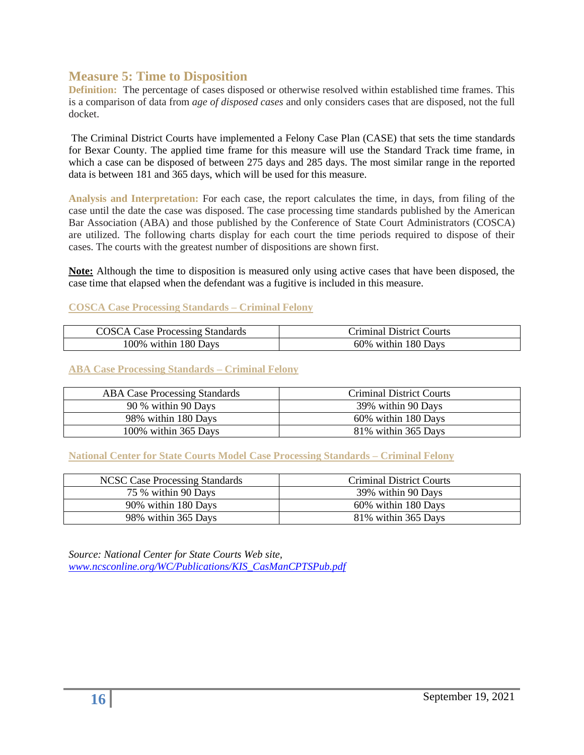## Measure 5: Time to Disposition

**Definition:** The percentage of cases disposed or otherwise resolved within established time frames. This is a comparison of data from *age of disposed cases* and only considers cases that are disposed, not the full docket.

The Criminal District Courts have implemented a Felony Case Plan (CASE) that sets the time standards for Bexar County. The applied time frame for this measure will use the Standard Track time frame, in which a case can be disposed of between 275 days and 285 days. The most similar range in the reported data is between 181 and 365 days, which will be used for this measure.

**Analysis and Interpretation:** For each case, the report calculates the time, in days, from filing of the case until the date the case was disposed. The case processing time standards published by the American Bar Association (ABA) and those published by the Conference of State Court Administrators (COSCA) are utilized. The following charts display for each court the time periods required to dispose of their cases. The courts with the greatest number of dispositions are shown first.

**Note:** Although the time to disposition is measured only using active cases that have been disposed, the case time that elapsed when the defendant was a fugitive is included in this measure.

**COSCA Case Processing Standards – Criminal Felony**

| COSCA Case Processing Standards | Criminal District Courts |
|---|---|
| 100% within 180 Days | 60% within 180 Days |

**ABA Case Processing Standards – Criminal Felony**

| ABA Case Processing Standards | Criminal District Courts |
|---|---|
| 90 % within 90 Days | 39% within 90 Days |
| 98% within 180 Days | 60% within 180 Days |
| 100% within 365 Days | 81% within 365 Days |

**National Center for State Courts Model Case Processing Standards – Criminal Felony**

| NCSC Case Processing Standards | Criminal District Courts |
|---|---|
| 75 % within 90 Days | 39% within 90 Days |
| 90% within 180 Days | 60% within 180 Days |
| 98% within 365 Days | 81% within 365 Days |

*Source: National Center for State Courts Web site, www.ncsconline.org/WC/Publications/KIS_CasManCPTSPub.pdf*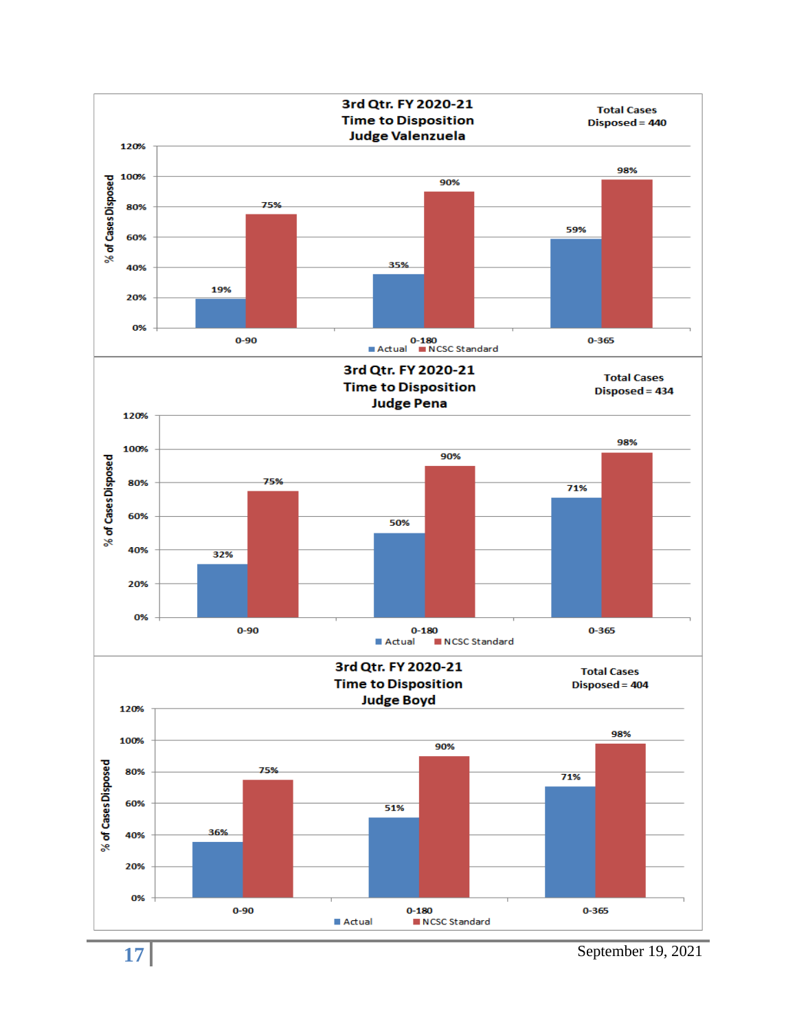### 3rd Qtr. FY 2020-21 Time to Disposition Judge Valenzuela

Total Cases Disposed = 440

| % of Cases Disposed | 0-90 | 0-180 | 0-365 |
|---|---|---|---|
| Actual | 19% | 35% | 59% |
| NCSC Standard | 75% | 90% | 98% |

### 3rd Qtr. FY 2020-21 Time to Disposition Judge Pena

Total Cases Disposed = 434

| % of Cases Disposed | 0-90 | 0-180 | 0-365 |
|---|---|---|---|
| Actual | 32% | 50% | 71% |
| NCSC Standard | 75% | 90% | 98% |

### 3rd Qtr. FY 2020-21 Time to Disposition Judge Boyd

Total Cases Disposed = 404

| % of Cases Disposed | 0-90 | 0-180 | 0-365 |
|---|---|---|---|
| Actual | 36% | 51% | 71% |
| NCSC Standard | 75% | 90% | 98% |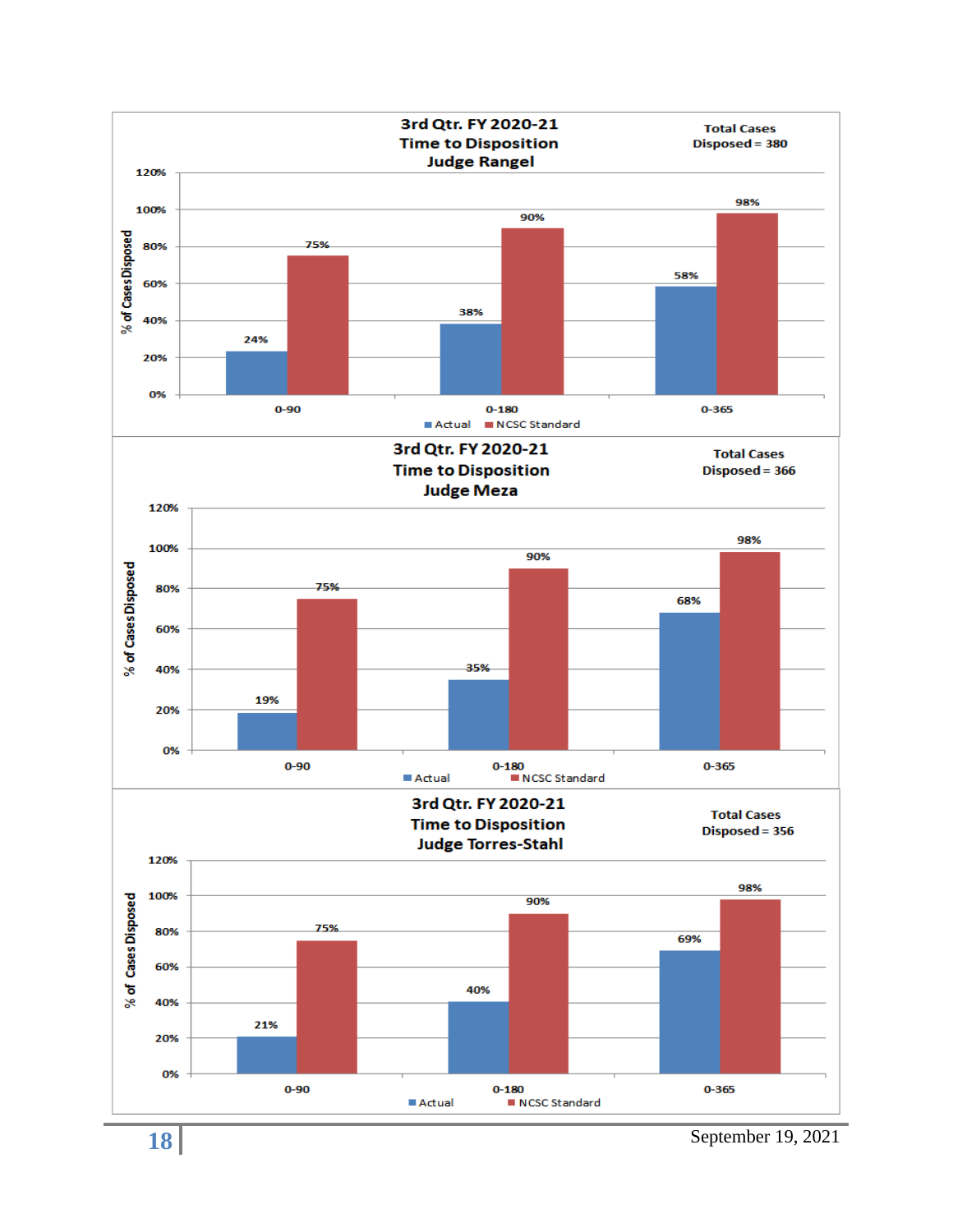## 3rd Qtr. FY 2020-21 Time to Disposition Judge Rangel

Total Cases Disposed = 380

| % of Cases Disposed | Actual | NCSC Standard |
|---|---|---|
| 0-90 | 24% | 75% |
| 0-180 | 38% | 90% |
| 0-365 | 58% | 98% |

## 3rd Qtr. FY 2020-21 Time to Disposition Judge Meza

Total Cases Disposed = 366

| % of Cases Disposed | Actual | NCSC Standard |
|---|---|---|
| 0-90 | 19% | 75% |
| 0-180 | 35% | 90% |
| 0-365 | 68% | 98% |

## 3rd Qtr. FY 2020-21 Time to Disposition Judge Torres-Stahl

Total Cases Disposed = 356

| % of Cases Disposed | Actual | NCSC Standard |
|---|---|---|
| 0-90 | 21% | 75% |
| 0-180 | 40% | 90% |
| 0-365 | 69% | 98% |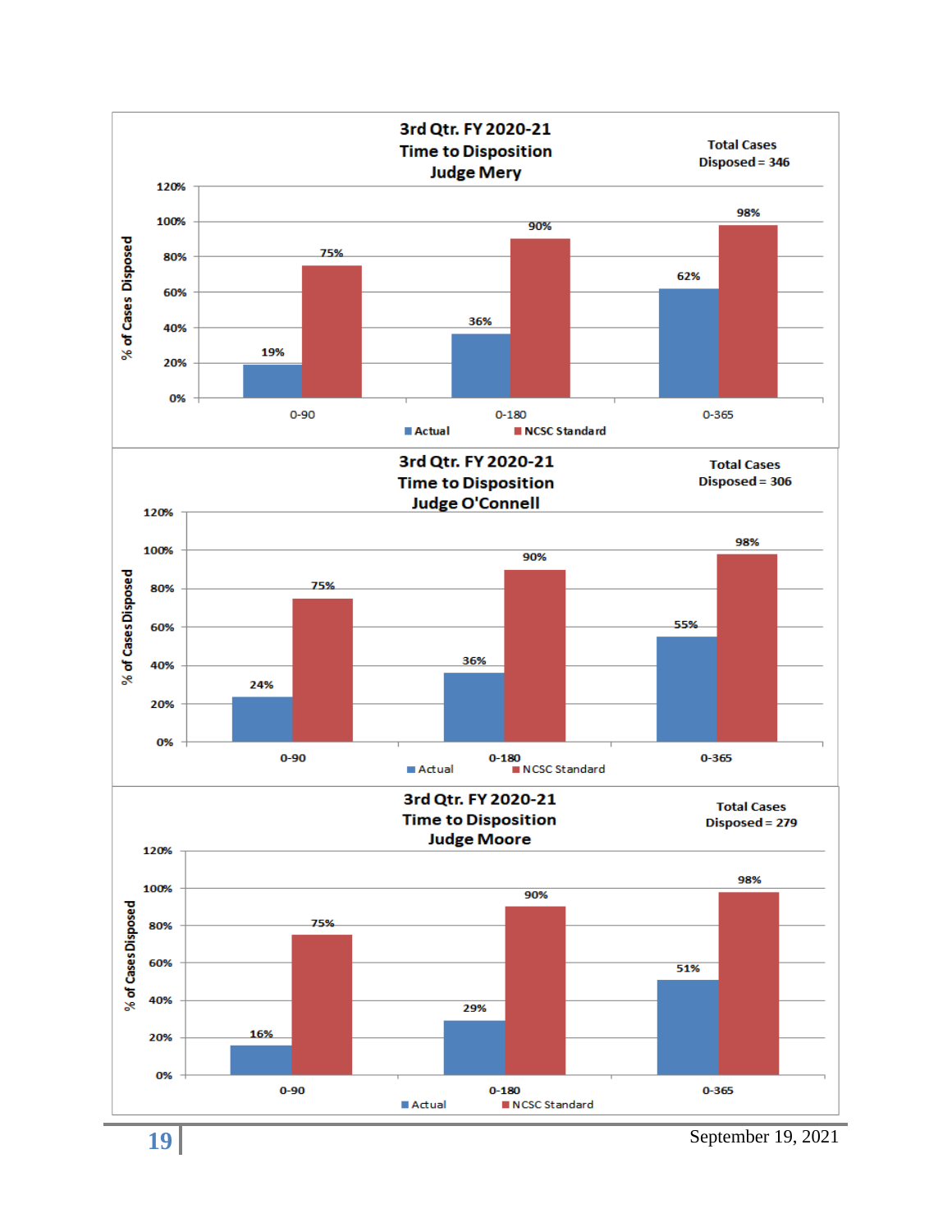### 3rd Qtr. FY 2020-21 Time to Disposition Judge Mery

Total Cases Disposed = 346

| % of Cases Disposed | 0-90 | 0-180 | 0-365 |
|---|---|---|---|
| Actual | 19% | 36% | 62% |
| NCSC Standard | 75% | 90% | 98% |

### 3rd Qtr. FY 2020-21 Time to Disposition Judge O'Connell

Total Cases Disposed = 306

| % of Cases Disposed | 0-90 | 0-180 | 0-365 |
|---|---|---|---|
| Actual | 24% | 36% | 55% |
| NCSC Standard | 75% | 90% | 98% |

### 3rd Qtr. FY 2020-21 Time to Disposition Judge Moore

Total Cases Disposed = 279

| % of Cases Disposed | 0-90 | 0-180 | 0-365 |
|---|---|---|---|
| Actual | 16% | 29% | 51% |
| NCSC Standard | 75% | 90% | 98% |

September 19, 2021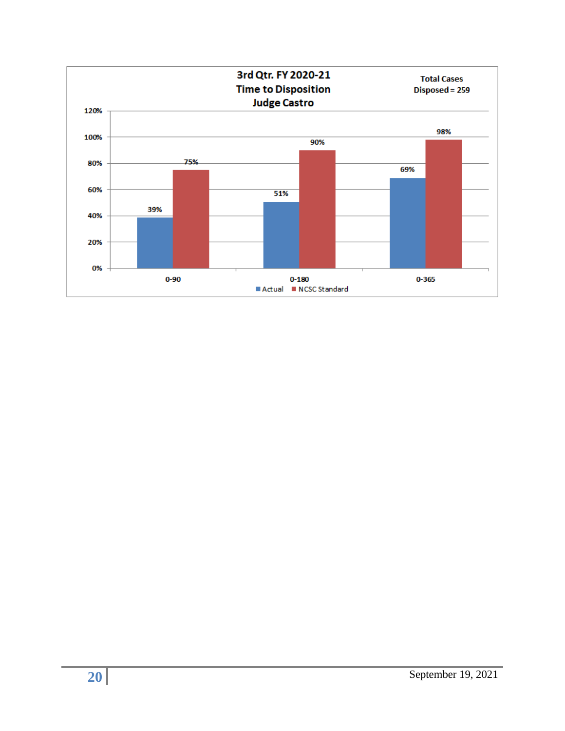**3rd Qtr. FY 2020-21**
**Time to Disposition**
**Judge Castro**

**Total Cases Disposed = 259**

| | Actual | NCSC Standard |
|---|---|---|
| 0-90 | 39% | 75% |
| 0-180 | 51% | 90% |
| 0-365 | 69% | 98% |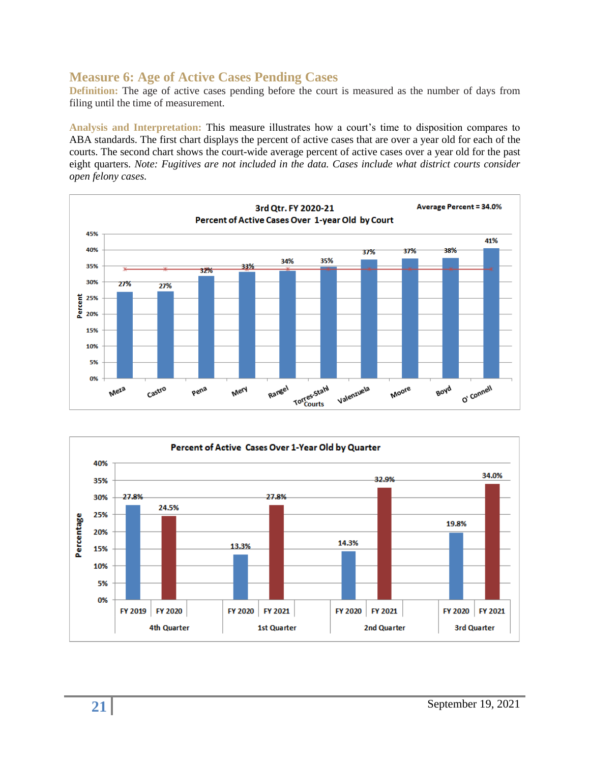## Measure 6: Age of Active Cases Pending Cases

**Definition:** The age of active cases pending before the court is measured as the number of days from filing until the time of measurement.

**Analysis and Interpretation:** This measure illustrates how a court's time to disposition compares to ABA standards. The first chart displays the percent of active cases that are over a year old for each of the courts. The second chart shows the court-wide average percent of active cases over a year old for the past eight quarters. *Note: Fugitives are not included in the data. Cases include what district courts consider open felony cases.*

**3rd Qtr. FY 2020-21 — Percent of Active Cases Over 1-year Old by Court** (Average Percent = 34.0%)

| Court | Percent |
| --- | --- |
| Meza | 27% |
| Castro | 27% |
| Pena | 32% |
| Mery | 33% |
| Rangel | 34% |
| Torres-Stahl | 35% |
| Valenzuela | 37% |
| Moore | 37% |
| Boyd | 38% |
| O' Connell | 41% |

**Percent of Active Cases Over 1-Year Old by Quarter**

| Quarter | Fiscal Year | Percentage |
| --- | --- | --- |
| 4th Quarter | FY 2019 | 27.8% |
| 4th Quarter | FY 2020 | 24.5% |
| 1st Quarter | FY 2020 | 13.3% |
| 1st Quarter | FY 2021 | 27.8% |
| 2nd Quarter | FY 2020 | 14.3% |
| 2nd Quarter | FY 2021 | 32.9% |
| 3rd Quarter | FY 2020 | 19.8% |
| 3rd Quarter | FY 2021 | 34.0% |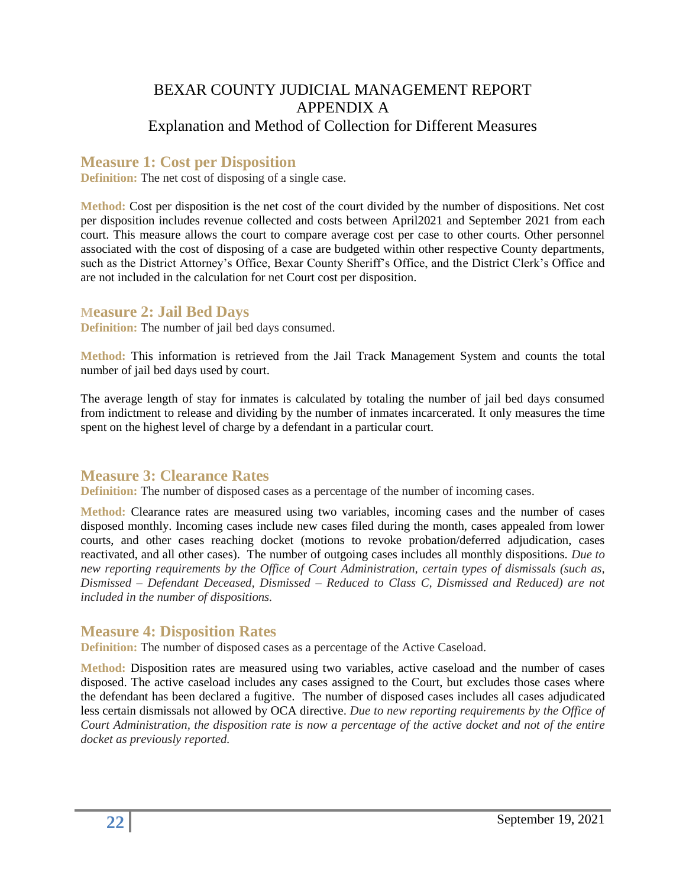# BEXAR COUNTY JUDICIAL MANAGEMENT REPORT
# APPENDIX A
## Explanation and Method of Collection for Different Measures

## Measure 1: Cost per Disposition

**Definition:** The net cost of disposing of a single case.

**Method:** Cost per disposition is the net cost of the court divided by the number of dispositions. Net cost per disposition includes revenue collected and costs between April2021 and September 2021 from each court. This measure allows the court to compare average cost per case to other courts. Other personnel associated with the cost of disposing of a case are budgeted within other respective County departments, such as the District Attorney's Office, Bexar County Sheriff's Office, and the District Clerk's Office and are not included in the calculation for net Court cost per disposition.

## Measure 2: Jail Bed Days

**Definition:** The number of jail bed days consumed.

**Method:** This information is retrieved from the Jail Track Management System and counts the total number of jail bed days used by court.

The average length of stay for inmates is calculated by totaling the number of jail bed days consumed from indictment to release and dividing by the number of inmates incarcerated. It only measures the time spent on the highest level of charge by a defendant in a particular court.

## Measure 3: Clearance Rates

**Definition:** The number of disposed cases as a percentage of the number of incoming cases.

**Method:** Clearance rates are measured using two variables, incoming cases and the number of cases disposed monthly. Incoming cases include new cases filed during the month, cases appealed from lower courts, and other cases reaching docket (motions to revoke probation/deferred adjudication, cases reactivated, and all other cases). The number of outgoing cases includes all monthly dispositions. *Due to new reporting requirements by the Office of Court Administration, certain types of dismissals (such as, Dismissed – Defendant Deceased, Dismissed – Reduced to Class C, Dismissed and Reduced) are not included in the number of dispositions.*

## Measure 4: Disposition Rates

**Definition:** The number of disposed cases as a percentage of the Active Caseload.

**Method:** Disposition rates are measured using two variables, active caseload and the number of cases disposed. The active caseload includes any cases assigned to the Court, but excludes those cases where the defendant has been declared a fugitive. The number of disposed cases includes all cases adjudicated less certain dismissals not allowed by OCA directive. *Due to new reporting requirements by the Office of Court Administration, the disposition rate is now a percentage of the active docket and not of the entire docket as previously reported.*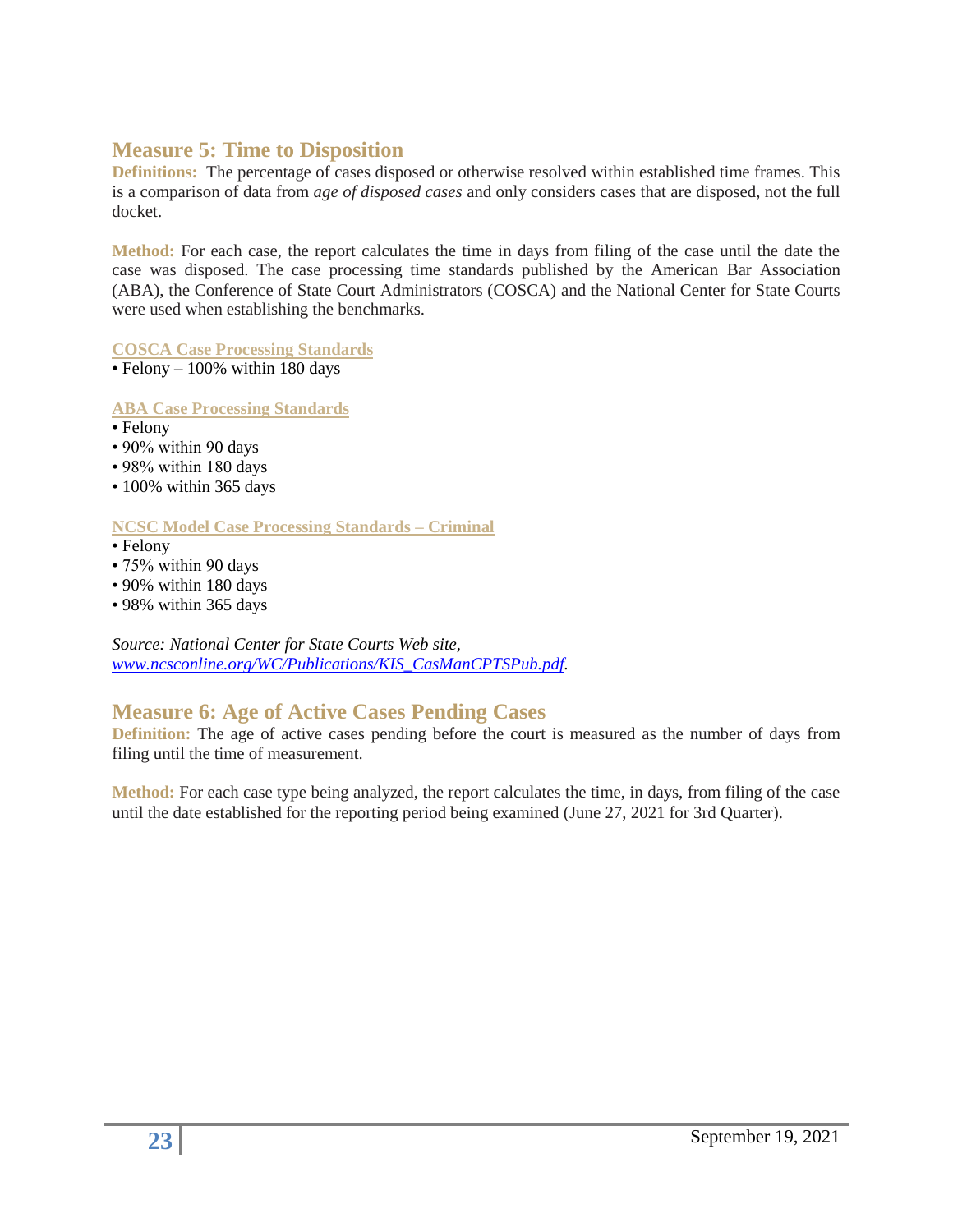## Measure 5: Time to Disposition

**Definitions:** The percentage of cases disposed or otherwise resolved within established time frames. This is a comparison of data from *age of disposed cases* and only considers cases that are disposed, not the full docket.

**Method:** For each case, the report calculates the time in days from filing of the case until the date the case was disposed. The case processing time standards published by the American Bar Association (ABA), the Conference of State Court Administrators (COSCA) and the National Center for State Courts were used when establishing the benchmarks.

**COSCA Case Processing Standards**

- Felony – 100% within 180 days

**ABA Case Processing Standards**

- Felony
- 90% within 90 days
- 98% within 180 days
- 100% within 365 days

**NCSC Model Case Processing Standards – Criminal**

- Felony
- 75% within 90 days
- 90% within 180 days
- 98% within 365 days

*Source: National Center for State Courts Web site, www.ncsconline.org/WC/Publications/KIS_CasManCPTSPub.pdf.*

## Measure 6: Age of Active Cases Pending Cases

**Definition:** The age of active cases pending before the court is measured as the number of days from filing until the time of measurement.

**Method:** For each case type being analyzed, the report calculates the time, in days, from filing of the case until the date established for the reporting period being examined (June 27, 2021 for 3rd Quarter).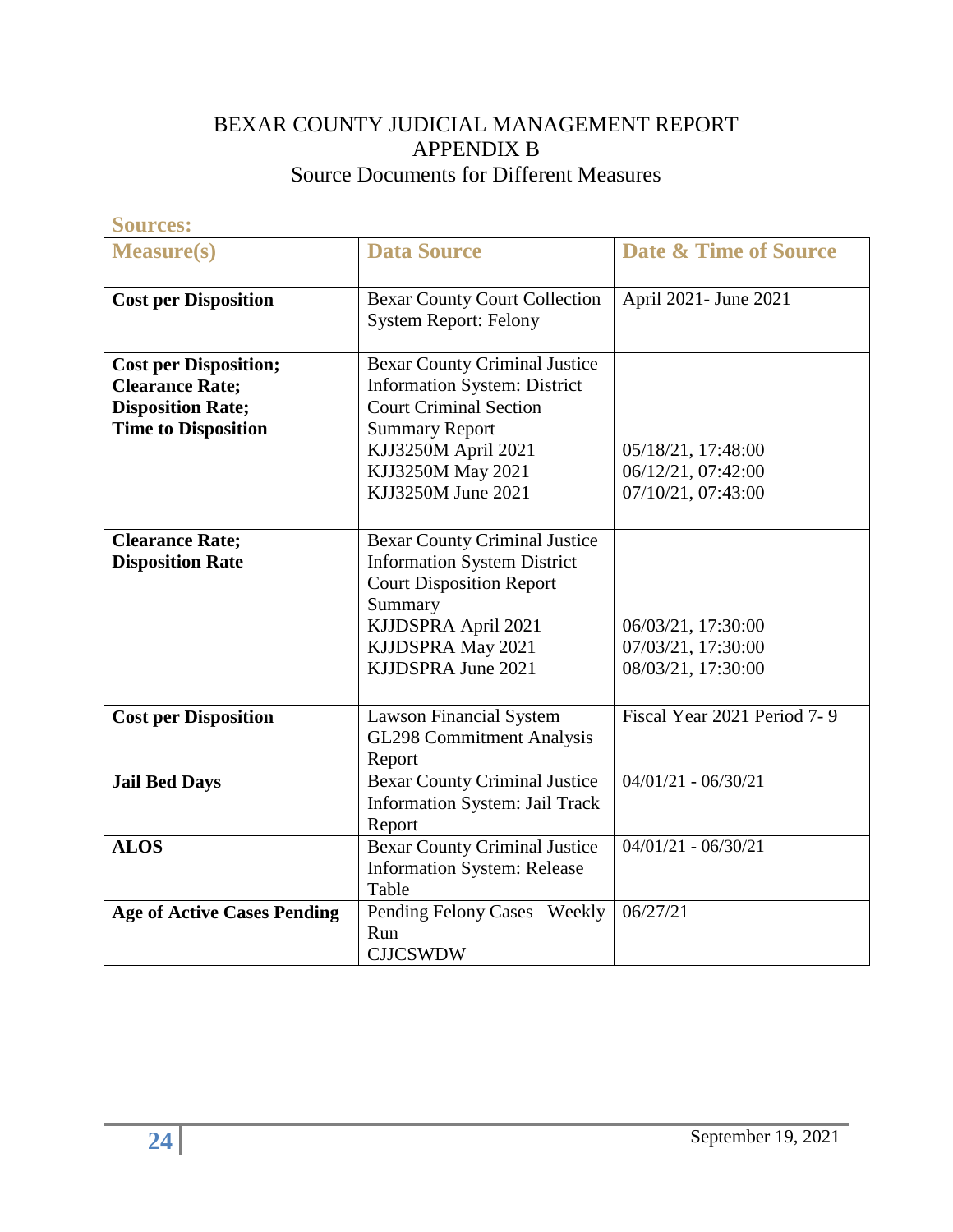# BEXAR COUNTY JUDICIAL MANAGEMENT REPORT
## APPENDIX B
### Source Documents for Different Measures

**Sources:**

| Measure(s) | Data Source | Date & Time of Source |
|---|---|---|
| **Cost per Disposition** | Bexar County Court Collection System Report: Felony | April 2021- June 2021 |
| **Cost per Disposition; Clearance Rate; Disposition Rate; Time to Disposition** | Bexar County Criminal Justice Information System: District Court Criminal Section Summary Report<br>KJJ3250M April 2021<br>KJJ3250M May 2021<br>KJJ3250M June 2021 | <br><br><br><br>05/18/21, 17:48:00<br>06/12/21, 07:42:00<br>07/10/21, 07:43:00 |
| **Clearance Rate; Disposition Rate** | Bexar County Criminal Justice Information System District Court Disposition Report Summary<br>KJJDSPRA April 2021<br>KJJDSPRA May 2021<br>KJJDSPRA June 2021 | <br><br><br><br>06/03/21, 17:30:00<br>07/03/21, 17:30:00<br>08/03/21, 17:30:00 |
| **Cost per Disposition** | Lawson Financial System GL298 Commitment Analysis Report | Fiscal Year 2021 Period 7- 9 |
| **Jail Bed Days** | Bexar County Criminal Justice Information System: Jail Track Report | 04/01/21 - 06/30/21 |
| **ALOS** | Bexar County Criminal Justice Information System: Release Table | 04/01/21 - 06/30/21 |
| **Age of Active Cases Pending** | Pending Felony Cases –Weekly Run<br>CJJCSWDW | 06/27/21 |